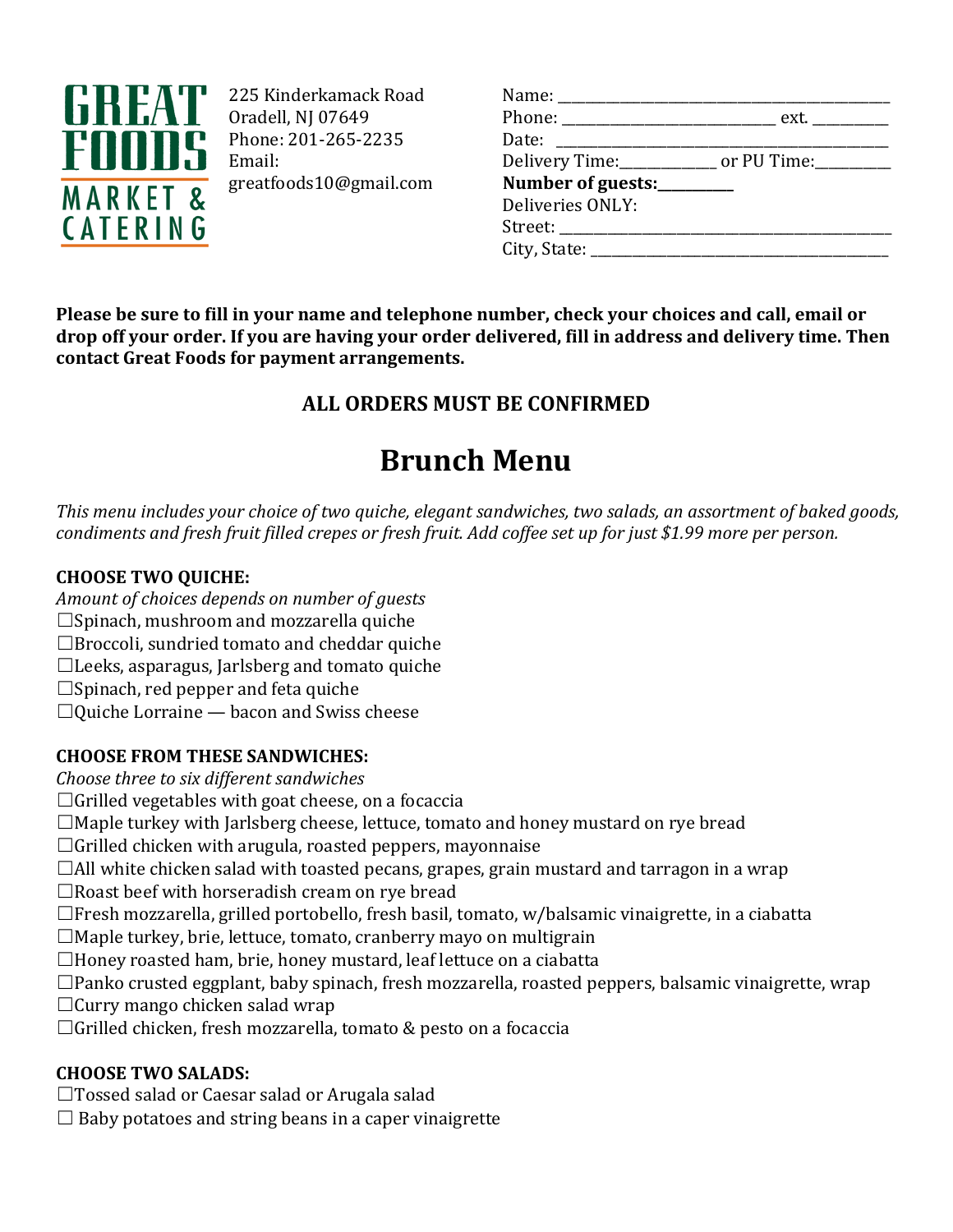**GREAT FOODS MARKET & CATERING**

225 Kinderkamack Road
Oradell, NJ 07649
Phone: 201-265-2235
Email:
greatfoods10@gmail.com

Name: ______________________________
Phone: ____________________ ext. _______
Date: ______________________________
Delivery Time:__________ or PU Time:________
**Number of guests:________**
Deliveries ONLY:
Street: ______________________________
City, State: __________________________

**Please be sure to fill in your name and telephone number, check your choices and call, email or drop off your order. If you are having your order delivered, fill in address and delivery time. Then contact Great Foods for payment arrangements.**

**ALL ORDERS MUST BE CONFIRMED**

# Brunch Menu

*This menu includes your choice of two quiche, elegant sandwiches, two salads, an assortment of baked goods, condiments and fresh fruit filled crepes or fresh fruit. Add coffee set up for just $1.99 more per person.*

**CHOOSE TWO QUICHE:**

*Amount of choices depends on number of guests*

☐Spinach, mushroom and mozzarella quiche
☐Broccoli, sundried tomato and cheddar quiche
☐Leeks, asparagus, Jarlsberg and tomato quiche
☐Spinach, red pepper and feta quiche
☐Quiche Lorraine — bacon and Swiss cheese

**CHOOSE FROM THESE SANDWICHES:**

*Choose three to six different sandwiches*

☐Grilled vegetables with goat cheese, on a focaccia
☐Maple turkey with Jarlsberg cheese, lettuce, tomato and honey mustard on rye bread
☐Grilled chicken with arugula, roasted peppers, mayonnaise
☐All white chicken salad with toasted pecans, grapes, grain mustard and tarragon in a wrap
☐Roast beef with horseradish cream on rye bread
☐Fresh mozzarella, grilled portobello, fresh basil, tomato, w/balsamic vinaigrette, in a ciabatta
☐Maple turkey, brie, lettuce, tomato, cranberry mayo on multigrain
☐Honey roasted ham, brie, honey mustard, leaf lettuce on a ciabatta
☐Panko crusted eggplant, baby spinach, fresh mozzarella, roasted peppers, balsamic vinaigrette, wrap
☐Curry mango chicken salad wrap
☐Grilled chicken, fresh mozzarella, tomato & pesto on a focaccia

**CHOOSE TWO SALADS:**

☐Tossed salad or Caesar salad or Arugala salad
☐ Baby potatoes and string beans in a caper vinaigrette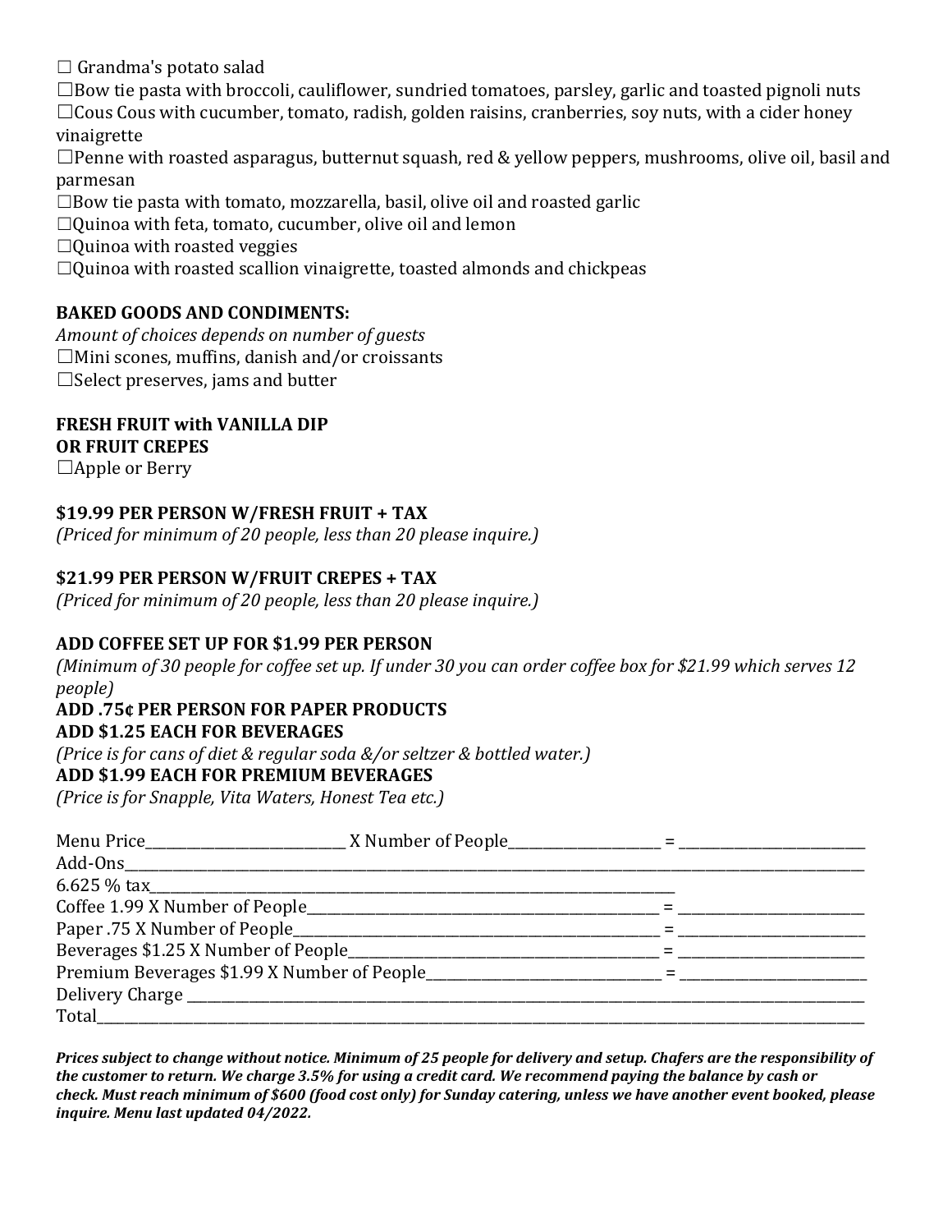☐ Grandma's potato salad

☐Bow tie pasta with broccoli, cauliflower, sundried tomatoes, parsley, garlic and toasted pignoli nuts

☐Cous Cous with cucumber, tomato, radish, golden raisins, cranberries, soy nuts, with a cider honey vinaigrette

☐Penne with roasted asparagus, butternut squash, red & yellow peppers, mushrooms, olive oil, basil and parmesan

☐Bow tie pasta with tomato, mozzarella, basil, olive oil and roasted garlic

☐Quinoa with feta, tomato, cucumber, olive oil and lemon

☐Quinoa with roasted veggies

☐Quinoa with roasted scallion vinaigrette, toasted almonds and chickpeas

**BAKED GOODS AND CONDIMENTS:**

*Amount of choices depends on number of guests*

☐Mini scones, muffins, danish and/or croissants

☐Select preserves, jams and butter

**FRESH FRUIT with VANILLA DIP**
**OR FRUIT CREPES**

☐Apple or Berry

**$19.99 PER PERSON W/FRESH FRUIT + TAX**

*(Priced for minimum of 20 people, less than 20 please inquire.)*

**$21.99 PER PERSON W/FRUIT CREPES + TAX**

*(Priced for minimum of 20 people, less than 20 please inquire.)*

**ADD COFFEE SET UP FOR $1.99 PER PERSON**

*(Minimum of 30 people for coffee set up. If under 30 you can order coffee box for $21.99 which serves 12 people)*

**ADD .75¢ PER PERSON FOR PAPER PRODUCTS**

**ADD $1.25 EACH FOR BEVERAGES**

*(Price is for cans of diet & regular soda &/or seltzer & bottled water.)*

**ADD $1.99 EACH FOR PREMIUM BEVERAGES**

*(Price is for Snapple, Vita Waters, Honest Tea etc.)*

Menu Price____________________ X Number of People________________ = ____________________

Add-Ons______________________________________________________________________________

6.625 % tax____________________________________________________________

Coffee 1.99 X Number of People________________________________________ = ____________________

Paper .75 X Number of People__________________________________________ = ____________________

Beverages $1.25 X Number of People____________________________________ = ____________________

Premium Beverages $1.99 X Number of People_________________________ = ____________________

Delivery Charge _________________________________________________________________________

Total__________________________________________________________________________________

***Prices subject to change without notice. Minimum of 25 people for delivery and setup. Chafers are the responsibility of the customer to return. We charge 3.5% for using a credit card. We recommend paying the balance by cash or check. Must reach minimum of $600 (food cost only) for Sunday catering, unless we have another event booked, please inquire. Menu last updated 04/2022.***